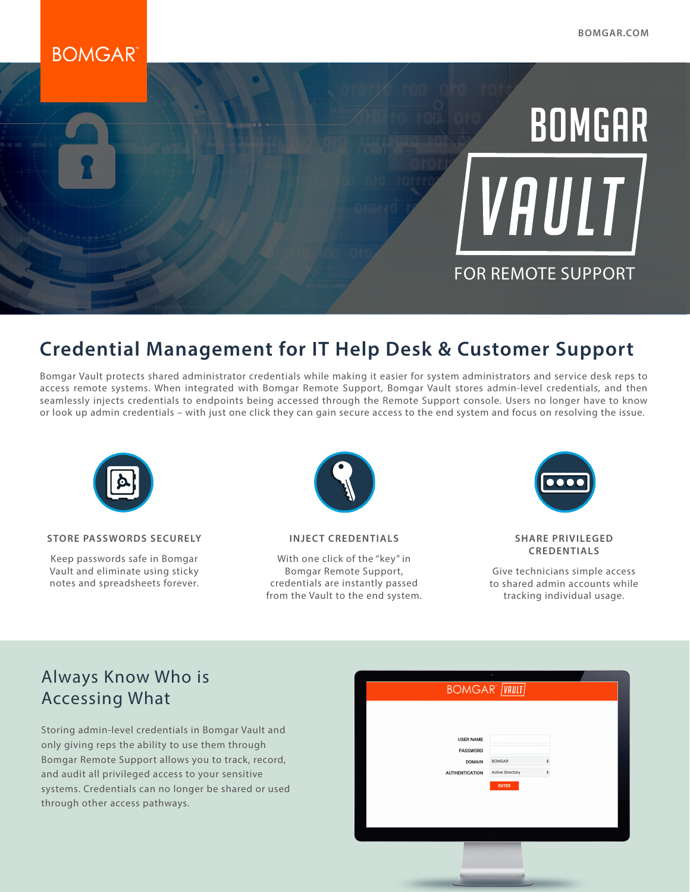# BOMGAR VAULT FOR REMOTE SUPPORT

## Credential Management for IT Help Desk & Customer Support

Bomgar Vault protects shared administrator credentials while making it easier for system administrators and service desk reps to access remote systems. When integrated with Bomgar Remote Support, Bomgar Vault stores admin-level credentials, and then seamlessly injects credentials to endpoints being accessed through the Remote Support console. Users no longer have to know or look up admin credentials – with just one click they can gain secure access to the end system and focus on resolving the issue.

### STORE PASSWORDS SECURELY

Keep passwords safe in Bomgar Vault and eliminate using sticky notes and spreadsheets forever.

### INJECT CREDENTIALS

With one click of the "key" in Bomgar Remote Support, credentials are instantly passed from the Vault to the end system.

### SHARE PRIVILEGED CREDENTIALS

Give technicians simple access to shared admin accounts while tracking individual usage.

## Always Know Who is Accessing What

Storing admin-level credentials in Bomgar Vault and only giving reps the ability to use them through Bomgar Remote Support allows you to track, record, and audit all privileged access to your sensitive systems. Credentials can no longer be shared or used through other access pathways.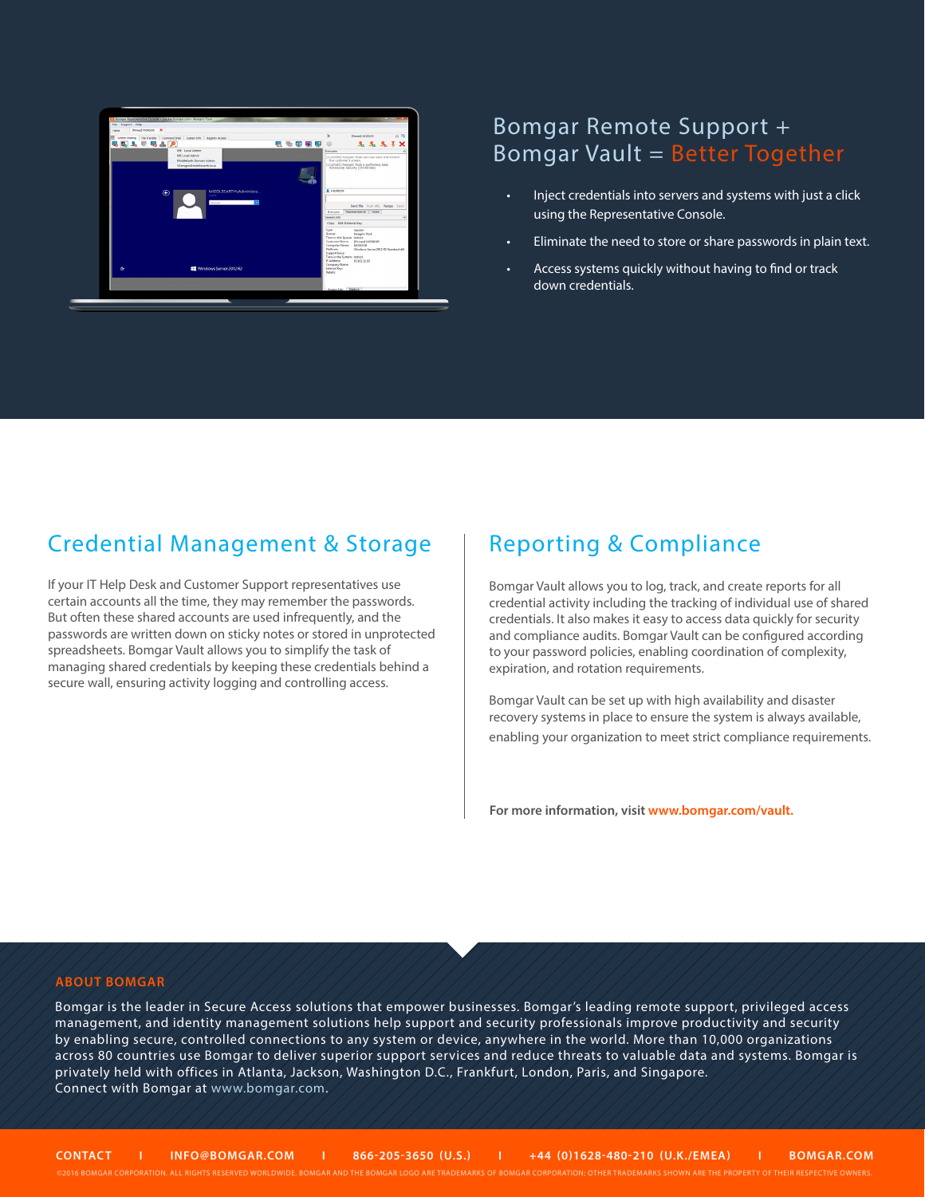## Bomgar Remote Support + Bomgar Vault = Better Together

- Inject credentials into servers and systems with just a click using the Representative Console.
- Eliminate the need to store or share passwords in plain text.
- Access systems quickly without having to find or track down credentials.

## Credential Management & Storage

If your IT Help Desk and Customer Support representatives use certain accounts all the time, they may remember the passwords. But often these shared accounts are used infrequently, and the passwords are written down on sticky notes or stored in unprotected spreadsheets. Bomgar Vault allows you to simplify the task of managing shared credentials by keeping these credentials behind a secure wall, ensuring activity logging and controlling access.

## Reporting & Compliance

Bomgar Vault allows you to log, track, and create reports for all credential activity including the tracking of individual use of shared credentials. It also makes it easy to access data quickly for security and compliance audits. Bomgar Vault can be configured according to your password policies, enabling coordination of complexity, expiration, and rotation requirements.

Bomgar Vault can be set up with high availability and disaster recovery systems in place to ensure the system is always available, enabling your organization to meet strict compliance requirements.

**For more information, visit www.bomgar.com/vault.**

### ABOUT BOMGAR

Bomgar is the leader in Secure Access solutions that empower businesses. Bomgar's leading remote support, privileged access management, and identity management solutions help support and security professionals improve productivity and security by enabling secure, controlled connections to any system or device, anywhere in the world. More than 10,000 organizations across 80 countries use Bomgar to deliver superior support services and reduce threats to valuable data and systems. Bomgar is privately held with offices in Atlanta, Jackson, Washington D.C., Frankfurt, London, Paris, and Singapore.
Connect with Bomgar at www.bomgar.com.

CONTACT | INFO@BOMGAR.COM | 866-205-3650 (U.S.) | +44 (0)1628-480-210 (U.K./EMEA) | BOMGAR.COM

©2016 BOMGAR CORPORATION. ALL RIGHTS RESERVED WORLDWIDE. BOMGAR AND THE BOMGAR LOGO ARE TRADEMARKS OF BOMGAR CORPORATION; OTHER TRADEMARKS SHOWN ARE THE PROPERTY OF THEIR RESPECTIVE OWNERS.